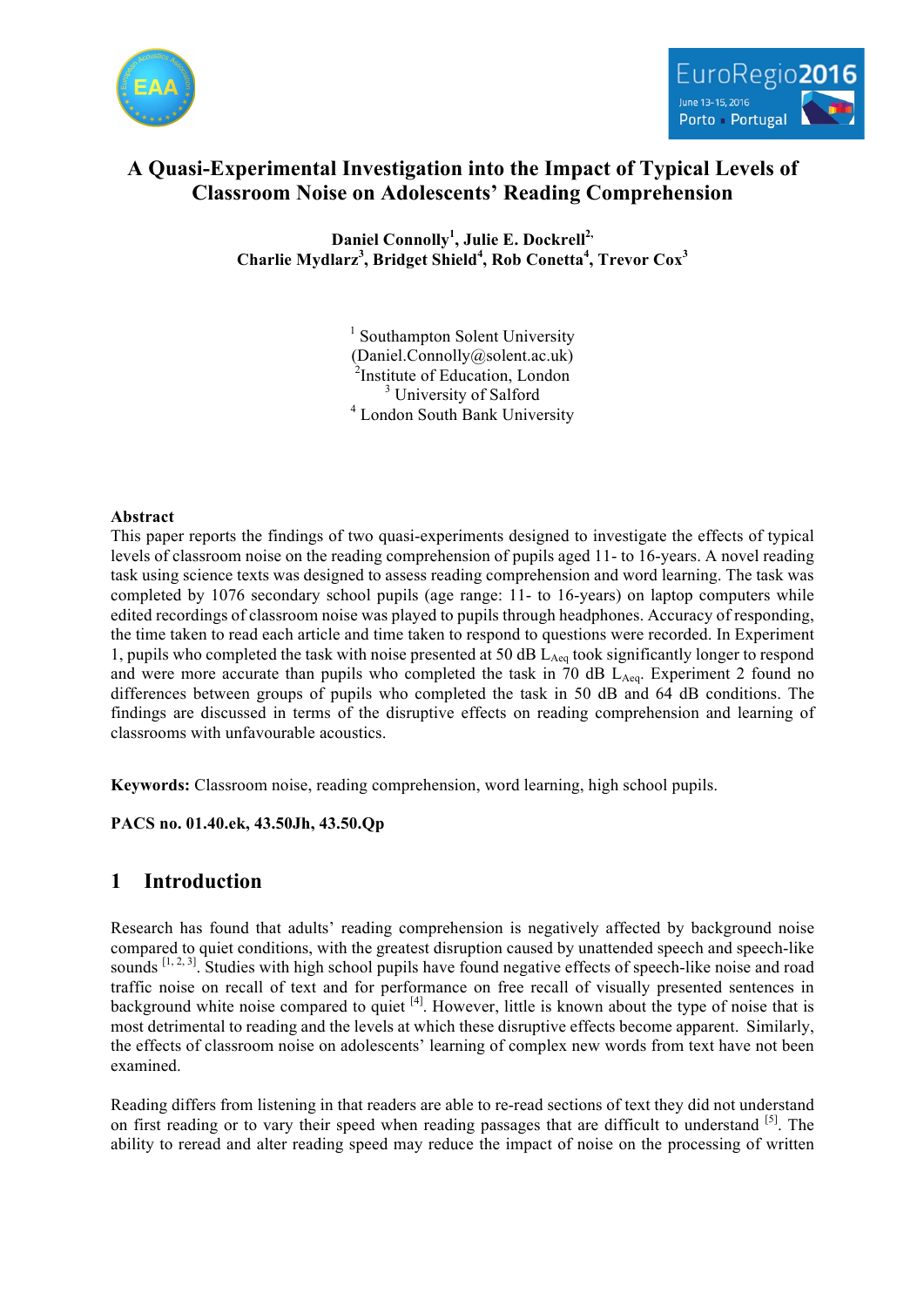# A Quasi-Experimental Investigation into the Impact of Typical Levels of Classroom Noise on Adolescents' Reading Comprehension

**Daniel Connolly[1], Julie E. Dockrell[2], Charlie Mydlarz[3], Bridget Shield[4], Rob Conetta[4], Trevor Cox[3]**

[1] Southampton Solent University (Daniel.Connolly@solent.ac.uk)
[2] Institute of Education, London
[3] University of Salford
[4] London South Bank University

## Abstract

This paper reports the findings of two quasi-experiments designed to investigate the effects of typical levels of classroom noise on the reading comprehension of pupils aged 11- to 16-years. A novel reading task using science texts was designed to assess reading comprehension and word learning. The task was completed by 1076 secondary school pupils (age range: 11- to 16-years) on laptop computers while edited recordings of classroom noise was played to pupils through headphones. Accuracy of responding, the time taken to read each article and time taken to respond to questions were recorded. In Experiment 1, pupils who completed the task with noise presented at 50 dB $L_{Aeq}$ took significantly longer to respond and were more accurate than pupils who completed the task in 70 dB $L_{Aeq}$. Experiment 2 found no differences between groups of pupils who completed the task in 50 dB and 64 dB conditions. The findings are discussed in terms of the disruptive effects on reading comprehension and learning of classrooms with unfavourable acoustics.

**Keywords:** Classroom noise, reading comprehension, word learning, high school pupils.

**PACS no. 01.40.ek, 43.50Jh, 43.50.Qp**

## 1 Introduction

Research has found that adults' reading comprehension is negatively affected by background noise compared to quiet conditions, with the greatest disruption caused by unattended speech and speech-like sounds [1, 2, 3]. Studies with high school pupils have found negative effects of speech-like noise and road traffic noise on recall of text and for performance on free recall of visually presented sentences in background white noise compared to quiet [4]. However, little is known about the type of noise that is most detrimental to reading and the levels at which these disruptive effects become apparent. Similarly, the effects of classroom noise on adolescents' learning of complex new words from text have not been examined.

Reading differs from listening in that readers are able to re-read sections of text they did not understand on first reading or to vary their speed when reading passages that are difficult to understand [5]. The ability to reread and alter reading speed may reduce the impact of noise on the processing of written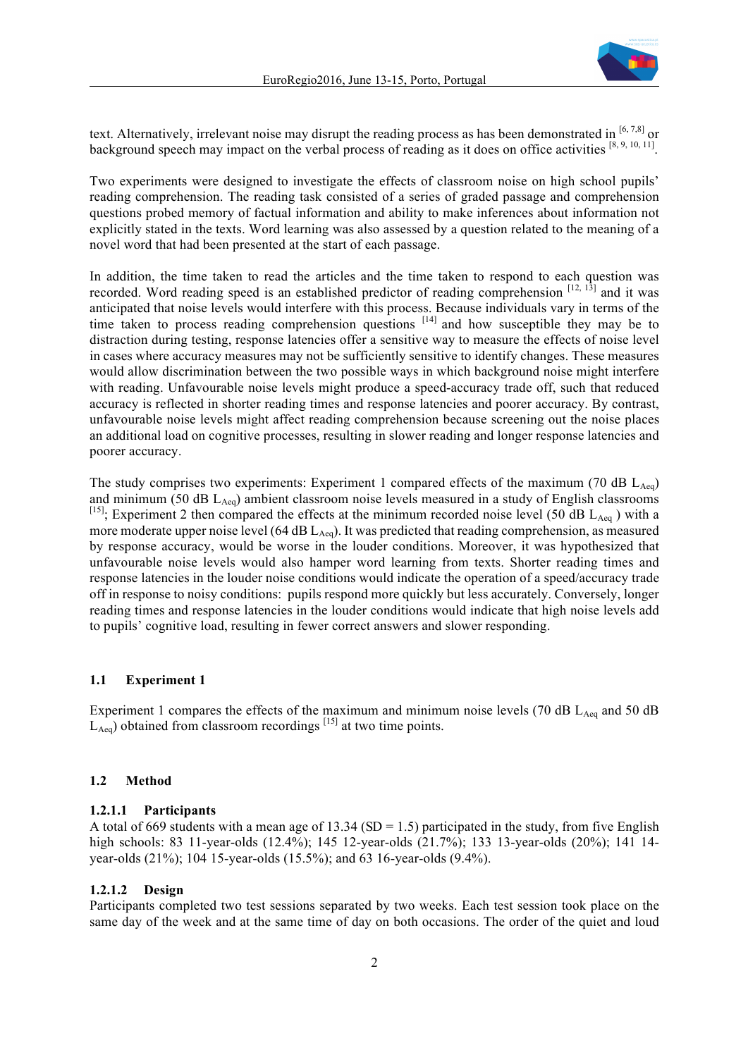text. Alternatively, irrelevant noise may disrupt the reading process as has been demonstrated in [6, 7,8] or background speech may impact on the verbal process of reading as it does on office activities [8, 9, 10, 11].

Two experiments were designed to investigate the effects of classroom noise on high school pupils' reading comprehension. The reading task consisted of a series of graded passage and comprehension questions probed memory of factual information and ability to make inferences about information not explicitly stated in the texts. Word learning was also assessed by a question related to the meaning of a novel word that had been presented at the start of each passage.

In addition, the time taken to read the articles and the time taken to respond to each question was recorded. Word reading speed is an established predictor of reading comprehension [12, 13] and it was anticipated that noise levels would interfere with this process. Because individuals vary in terms of the time taken to process reading comprehension questions [14] and how susceptible they may be to distraction during testing, response latencies offer a sensitive way to measure the effects of noise level in cases where accuracy measures may not be sufficiently sensitive to identify changes. These measures would allow discrimination between the two possible ways in which background noise might interfere with reading. Unfavourable noise levels might produce a speed-accuracy trade off, such that reduced accuracy is reflected in shorter reading times and response latencies and poorer accuracy. By contrast, unfavourable noise levels might affect reading comprehension because screening out the noise places an additional load on cognitive processes, resulting in slower reading and longer response latencies and poorer accuracy.

The study comprises two experiments: Experiment 1 compared effects of the maximum (70 dB $L_{Aeq}$) and minimum (50 dB $L_{Aeq}$) ambient classroom noise levels measured in a study of English classrooms [15]; Experiment 2 then compared the effects at the minimum recorded noise level (50 dB $L_{Aeq}$ ) with a more moderate upper noise level (64 dB $L_{Aeq}$). It was predicted that reading comprehension, as measured by response accuracy, would be worse in the louder conditions. Moreover, it was hypothesized that unfavourable noise levels would also hamper word learning from texts. Shorter reading times and response latencies in the louder noise conditions would indicate the operation of a speed/accuracy trade off in response to noisy conditions: pupils respond more quickly but less accurately. Conversely, longer reading times and response latencies in the louder conditions would indicate that high noise levels add to pupils' cognitive load, resulting in fewer correct answers and slower responding.

## 1.1 Experiment 1

Experiment 1 compares the effects of the maximum and minimum noise levels (70 dB $L_{Aeq}$ and 50 dB $L_{Aeq}$) obtained from classroom recordings [15] at two time points.

## 1.2 Method

### 1.2.1.1 Participants

A total of 669 students with a mean age of 13.34 (SD = 1.5) participated in the study, from five English high schools: 83 11-year-olds (12.4%); 145 12-year-olds (21.7%); 133 13-year-olds (20%); 141 14-year-olds (21%); 104 15-year-olds (15.5%); and 63 16-year-olds (9.4%).

### 1.2.1.2 Design

Participants completed two test sessions separated by two weeks. Each test session took place on the same day of the week and at the same time of day on both occasions. The order of the quiet and loud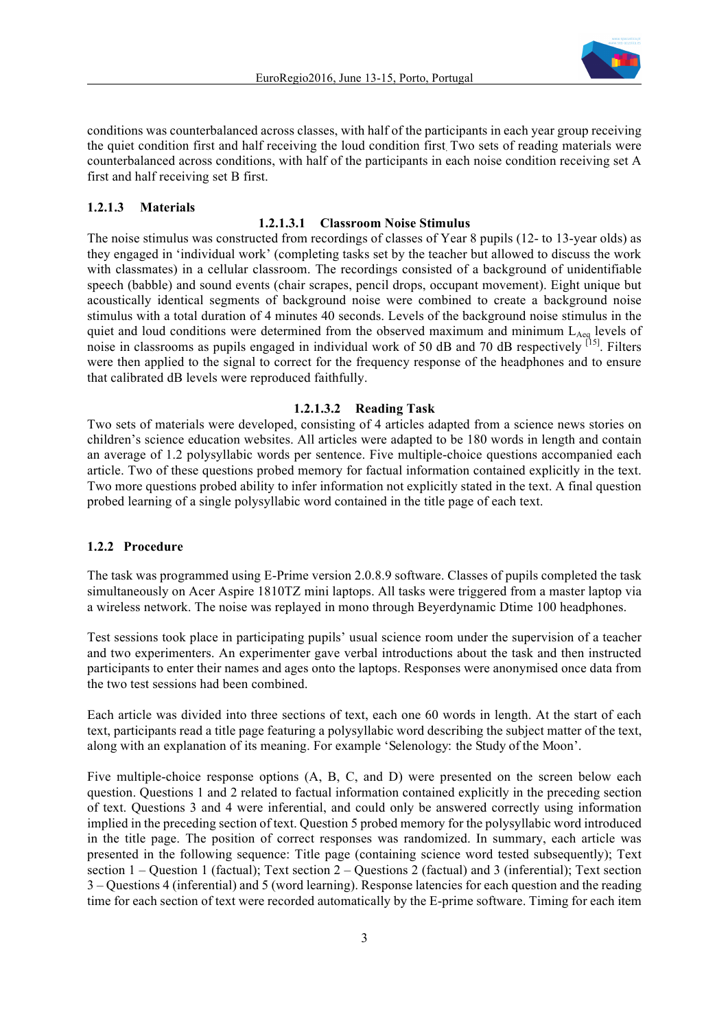conditions was counterbalanced across classes, with half of the participants in each year group receiving the quiet condition first and half receiving the loud condition first. Two sets of reading materials were counterbalanced across conditions, with half of the participants in each noise condition receiving set A first and half receiving set B first.

#### 1.2.1.3 Materials

##### 1.2.1.3.1 Classroom Noise Stimulus

The noise stimulus was constructed from recordings of classes of Year 8 pupils (12- to 13-year olds) as they engaged in 'individual work' (completing tasks set by the teacher but allowed to discuss the work with classmates) in a cellular classroom. The recordings consisted of a background of unidentifiable speech (babble) and sound events (chair scrapes, pencil drops, occupant movement). Eight unique but acoustically identical segments of background noise were combined to create a background noise stimulus with a total duration of 4 minutes 40 seconds. Levels of the background noise stimulus in the quiet and loud conditions were determined from the observed maximum and minimum $L_{Aeq}$ levels of noise in classrooms as pupils engaged in individual work of 50 dB and 70 dB respectively [15]. Filters were then applied to the signal to correct for the frequency response of the headphones and to ensure that calibrated dB levels were reproduced faithfully.

##### 1.2.1.3.2 Reading Task

Two sets of materials were developed, consisting of 4 articles adapted from a science news stories on children's science education websites. All articles were adapted to be 180 words in length and contain an average of 1.2 polysyllabic words per sentence. Five multiple-choice questions accompanied each article. Two of these questions probed memory for factual information contained explicitly in the text. Two more questions probed ability to infer information not explicitly stated in the text. A final question probed learning of a single polysyllabic word contained in the title page of each text.

### 1.2.2 Procedure

The task was programmed using E-Prime version 2.0.8.9 software. Classes of pupils completed the task simultaneously on Acer Aspire 1810TZ mini laptops. All tasks were triggered from a master laptop via a wireless network. The noise was replayed in mono through Beyerdynamic Dtime 100 headphones.

Test sessions took place in participating pupils' usual science room under the supervision of a teacher and two experimenters. An experimenter gave verbal introductions about the task and then instructed participants to enter their names and ages onto the laptops. Responses were anonymised once data from the two test sessions had been combined.

Each article was divided into three sections of text, each one 60 words in length. At the start of each text, participants read a title page featuring a polysyllabic word describing the subject matter of the text, along with an explanation of its meaning. For example 'Selenology: the Study of the Moon'.

Five multiple-choice response options (A, B, C, and D) were presented on the screen below each question. Questions 1 and 2 related to factual information contained explicitly in the preceding section of text. Questions 3 and 4 were inferential, and could only be answered correctly using information implied in the preceding section of text. Question 5 probed memory for the polysyllabic word introduced in the title page. The position of correct responses was randomized. In summary, each article was presented in the following sequence: Title page (containing science word tested subsequently); Text section 1 – Question 1 (factual); Text section 2 – Questions 2 (factual) and 3 (inferential); Text section 3 – Questions 4 (inferential) and 5 (word learning). Response latencies for each question and the reading time for each section of text were recorded automatically by the E-prime software. Timing for each item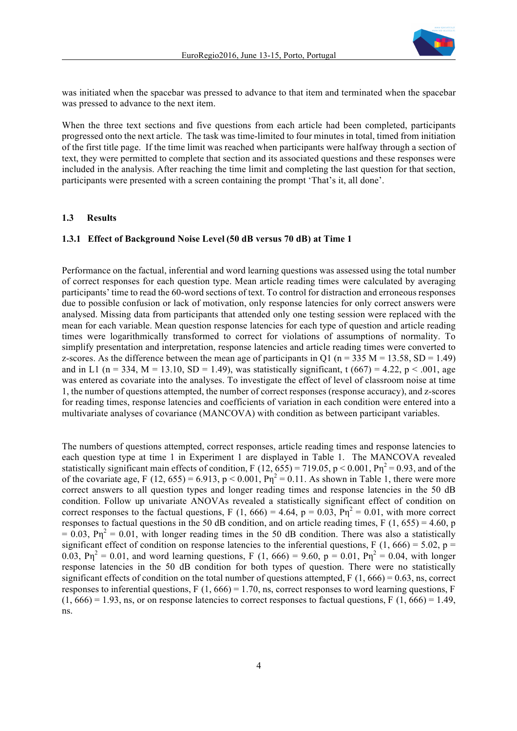was initiated when the spacebar was pressed to advance to that item and terminated when the spacebar was pressed to advance to the next item.

When the three text sections and five questions from each article had been completed, participants progressed onto the next article. The task was time-limited to four minutes in total, timed from initiation of the first title page. If the time limit was reached when participants were halfway through a section of text, they were permitted to complete that section and its associated questions and these responses were included in the analysis. After reaching the time limit and completing the last question for that section, participants were presented with a screen containing the prompt 'That's it, all done'.

## 1.3 Results

### 1.3.1 Effect of Background Noise Level (50 dB versus 70 dB) at Time 1

Performance on the factual, inferential and word learning questions was assessed using the total number of correct responses for each question type. Mean article reading times were calculated by averaging participants' time to read the 60-word sections of text. To control for distraction and erroneous responses due to possible confusion or lack of motivation, only response latencies for only correct answers were analysed. Missing data from participants that attended only one testing session were replaced with the mean for each variable. Mean question response latencies for each type of question and article reading times were logarithmically transformed to correct for violations of assumptions of normality. To simplify presentation and interpretation, response latencies and article reading times were converted to z-scores. As the difference between the mean age of participants in Q1 (n = 335 M = 13.58, SD = 1.49) and in L1 (n = 334, M = 13.10, SD = 1.49), was statistically significant, t (667) = 4.22, $p < .001$, age was entered as covariate into the analyses. To investigate the effect of level of classroom noise at time 1, the number of questions attempted, the number of correct responses (response accuracy), and z-scores for reading times, response latencies and coefficients of variation in each condition were entered into a multivariate analyses of covariance (MANCOVA) with condition as between participant variables.

The numbers of questions attempted, correct responses, article reading times and response latencies to each question type at time 1 in Experiment 1 are displayed in Table 1. The MANCOVA revealed statistically significant main effects of condition, $F(12, 655) = 719.05$, $p < 0.001$, $P\eta^2 = 0.93$, and of the covariate age, $F(12, 655) = 6.913$, $p < 0.001$, $P\eta^2 = 0.11$. As shown in Table 1, there were more correct answers to all question types and longer reading times and response latencies in the 50 dB condition. Follow up univariate ANOVAs revealed a statistically significant effect of condition on correct responses to the factual questions, $F(1, 666) = 4.64$, $p = 0.03$, $P\eta^2 = 0.01$, with more correct responses to factual questions in the 50 dB condition, and on article reading times, $F(1, 655) = 4.60$, $p = 0.03$, $P\eta^2 = 0.01$, with longer reading times in the 50 dB condition. There was also a statistically significant effect of condition on response latencies to the inferential questions, $F(1, 666) = 5.02$, $p = 0.03$, $P\eta^2 = 0.01$, and word learning questions, $F(1, 666) = 9.60$, $p = 0.01$, $P\eta^2 = 0.04$, with longer response latencies in the 50 dB condition for both types of question. There were no statistically significant effects of condition on the total number of questions attempted, $F(1, 666) = 0.63$, ns, correct responses to inferential questions, $F(1, 666) = 1.70$, ns, correct responses to word learning questions, $F(1, 666) = 1.93$, ns, or on response latencies to correct responses to factual questions, $F(1, 666) = 1.49$, ns.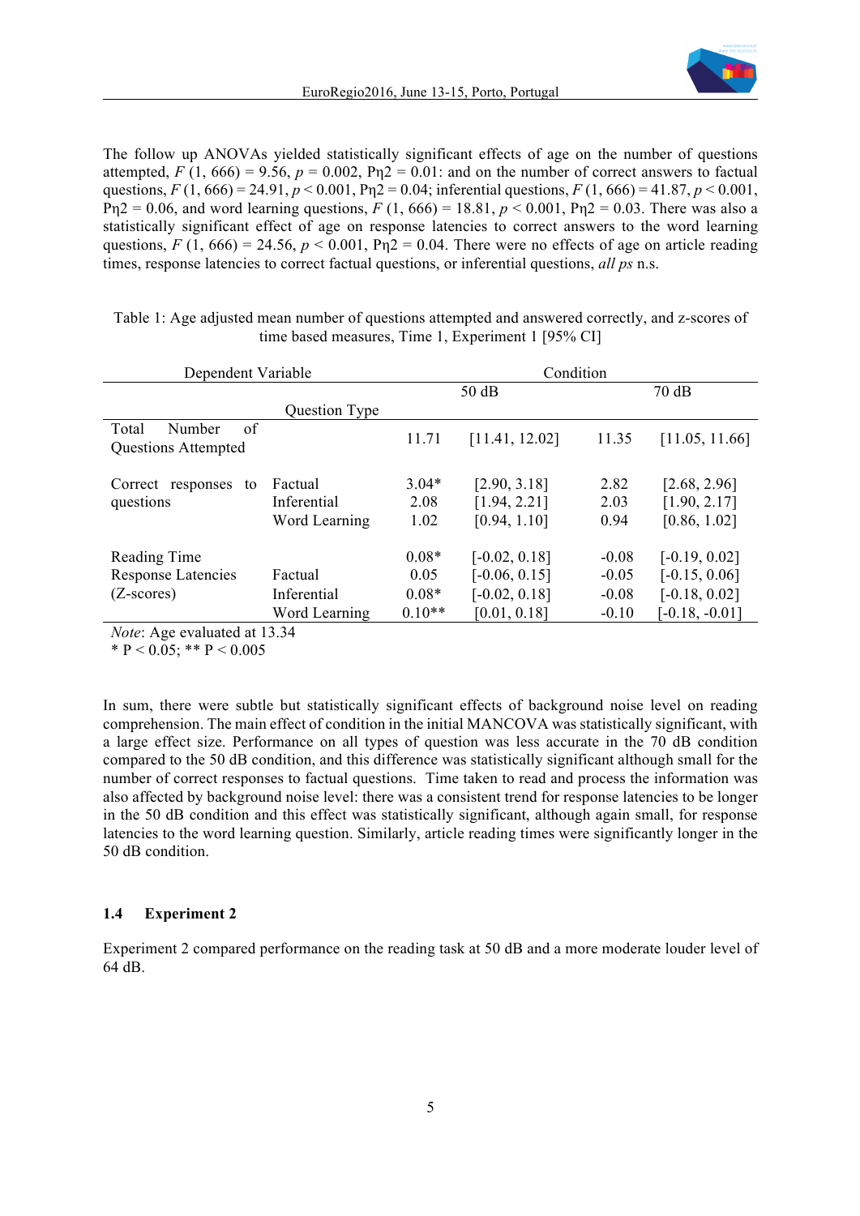The follow up ANOVAs yielded statistically significant effects of age on the number of questions attempted, $F$ (1, 666) = 9.56, $p$ = 0.002, Pη2 = 0.01: and on the number of correct answers to factual questions, $F$ (1, 666) = 24.91, $p < 0.001$, Pη2 = 0.04; inferential questions, $F$ (1, 666) = 41.87, $p < 0.001$, Pη2 = 0.06, and word learning questions, $F$ (1, 666) = 18.81, $p < 0.001$, Pη2 = 0.03. There was also a statistically significant effect of age on response latencies to correct answers to the word learning questions, $F$ (1, 666) = 24.56, $p < 0.001$, Pη2 = 0.04. There were no effects of age on article reading times, response latencies to correct factual questions, or inferential questions, *all ps* n.s.

Table 1: Age adjusted mean number of questions attempted and answered correctly, and z-scores of time based measures, Time 1, Experiment 1 [95% CI]

| Dependent Variable | | Condition | | | |
|---|---|---|---|---|---|
| | | 50 dB | | 70 dB | |
| | Question Type | | | | |
| Total Number of Questions Attempted | | 11.71 | [11.41, 12.02] | 11.35 | [11.05, 11.66] |
| Correct responses to questions | Factual | 3.04* | [2.90, 3.18] | 2.82 | [2.68, 2.96] |
| | Inferential | 2.08 | [1.94, 2.21] | 2.03 | [1.90, 2.17] |
| | Word Learning | 1.02 | [0.94, 1.10] | 0.94 | [0.86, 1.02] |
| Reading Time | | 0.08* | [-0.02, 0.18] | -0.08 | [-0.19, 0.02] |
| Response Latencies (Z-scores) | Factual | 0.05 | [-0.06, 0.15] | -0.05 | [-0.15, 0.06] |
| | Inferential | 0.08* | [-0.02, 0.18] | -0.08 | [-0.18, 0.02] |
| | Word Learning | 0.10** | [0.01, 0.18] | -0.10 | [-0.18, -0.01] |

*Note*: Age evaluated at 13.34
* P < 0.05; ** P < 0.005

In sum, there were subtle but statistically significant effects of background noise level on reading comprehension. The main effect of condition in the initial MANCOVA was statistically significant, with a large effect size. Performance on all types of question was less accurate in the 70 dB condition compared to the 50 dB condition, and this difference was statistically significant although small for the number of correct responses to factual questions. Time taken to read and process the information was also affected by background noise level: there was a consistent trend for response latencies to be longer in the 50 dB condition and this effect was statistically significant, although again small, for response latencies to the word learning question. Similarly, article reading times were significantly longer in the 50 dB condition.

### 1.4 Experiment 2

Experiment 2 compared performance on the reading task at 50 dB and a more moderate louder level of 64 dB.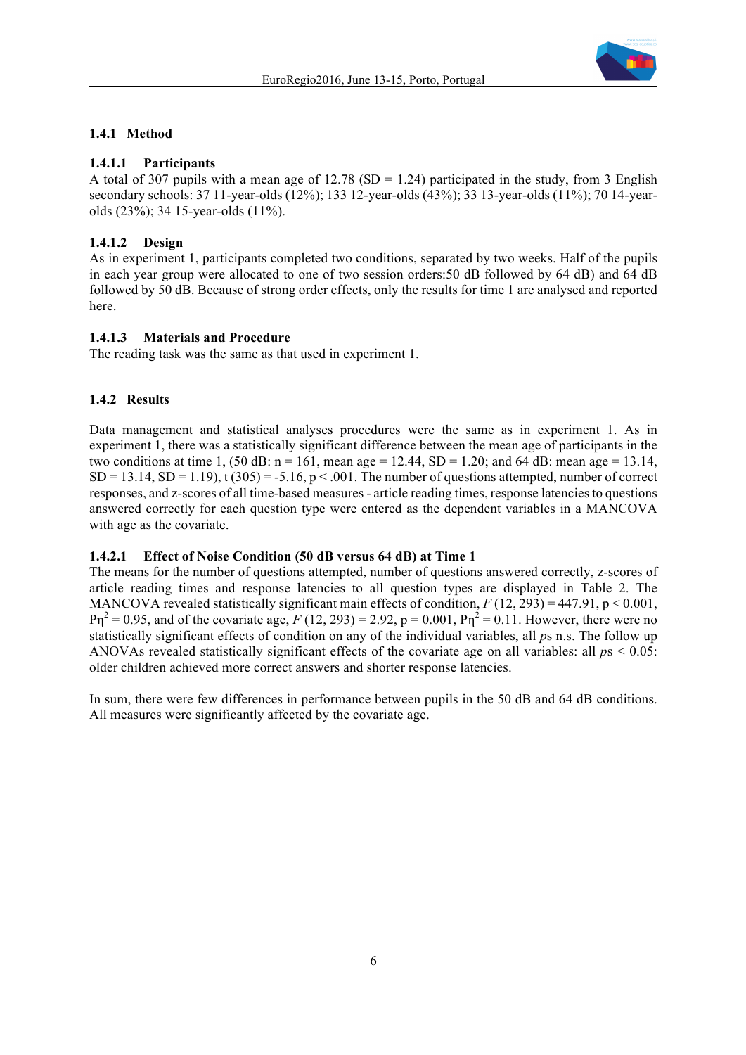### 1.4.1 Method

#### 1.4.1.1 Participants

A total of 307 pupils with a mean age of 12.78 (SD = 1.24) participated in the study, from 3 English secondary schools: 37 11-year-olds (12%); 133 12-year-olds (43%); 33 13-year-olds (11%); 70 14-year-olds (23%); 34 15-year-olds (11%).

#### 1.4.1.2 Design

As in experiment 1, participants completed two conditions, separated by two weeks. Half of the pupils in each year group were allocated to one of two session orders:50 dB followed by 64 dB) and 64 dB followed by 50 dB. Because of strong order effects, only the results for time 1 are analysed and reported here.

#### 1.4.1.3 Materials and Procedure

The reading task was the same as that used in experiment 1.

### 1.4.2 Results

Data management and statistical analyses procedures were the same as in experiment 1. As in experiment 1, there was a statistically significant difference between the mean age of participants in the two conditions at time 1, (50 dB: n = 161, mean age = 12.44, SD = 1.20; and 64 dB: mean age = 13.14, SD = 13.14, SD = 1.19), t (305) = -5.16, p < .001. The number of questions attempted, number of correct responses, and z-scores of all time-based measures - article reading times, response latencies to questions answered correctly for each question type were entered as the dependent variables in a MANCOVA with age as the covariate.

#### 1.4.2.1 Effect of Noise Condition (50 dB versus 64 dB) at Time 1

The means for the number of questions attempted, number of questions answered correctly, *z*-scores of article reading times and response latencies to all question types are displayed in Table 2. The MANCOVA revealed statistically significant main effects of condition, $F$ (12, 293) = 447.91, p < 0.001, $P\eta^2 = 0.95$, and of the covariate age, $F$ (12, 293) = 2.92, p = 0.001, $P\eta^2 = 0.11$. However, there were no statistically significant effects of condition on any of the individual variables, all *p*s n.s. The follow up ANOVAs revealed statistically significant effects of the covariate age on all variables: all *p*s < 0.05: older children achieved more correct answers and shorter response latencies.

In sum, there were few differences in performance between pupils in the 50 dB and 64 dB conditions. All measures were significantly affected by the covariate age.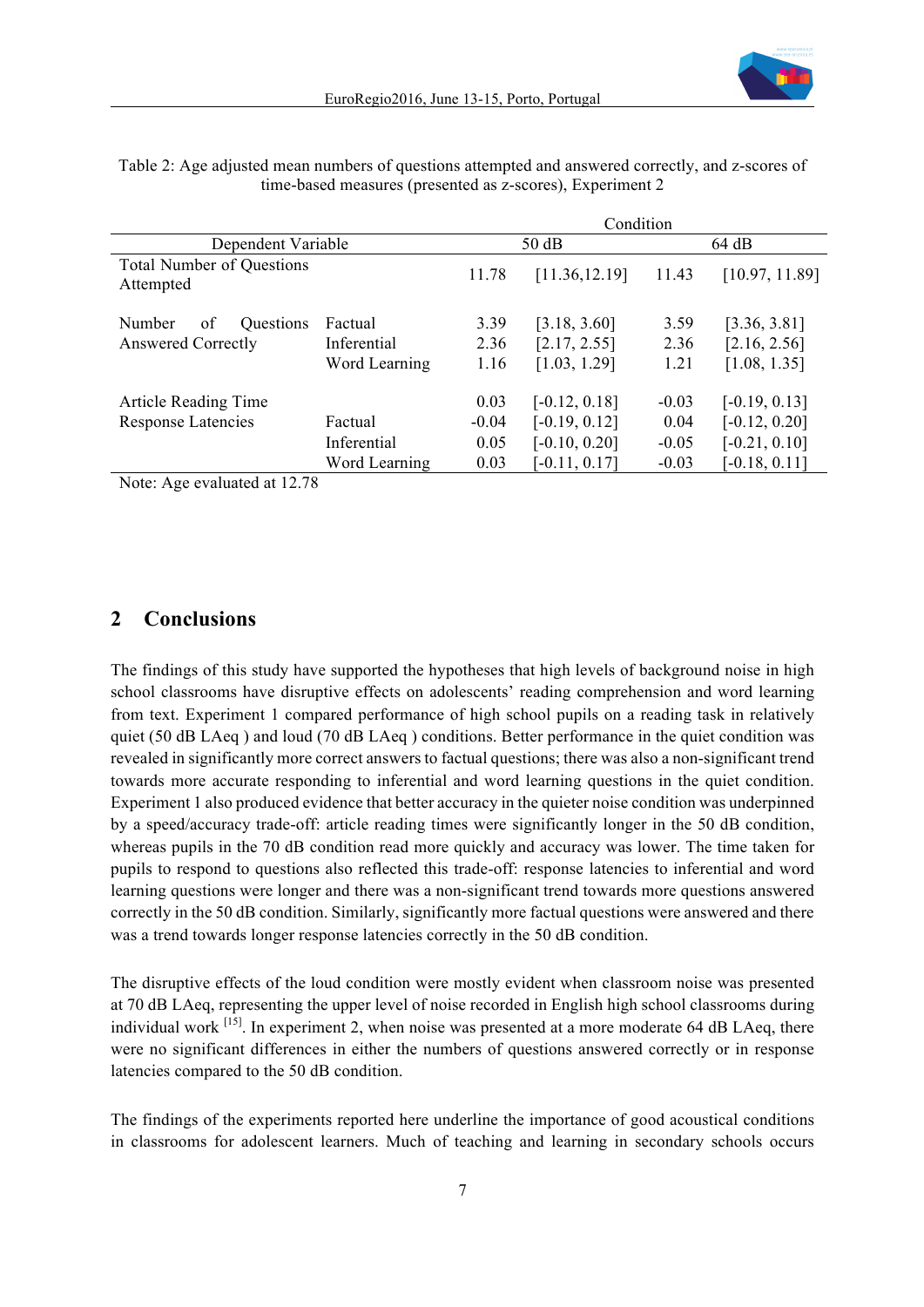Table 2: Age adjusted mean numbers of questions attempted and answered correctly, and z-scores of time-based measures (presented as z-scores), Experiment 2

| Dependent Variable | | Condition | | | |
|---|---|---|---|---|---|
| | | 50 dB | | 64 dB | |
| Total Number of Questions Attempted | | 11.78 | [11.36,12.19] | 11.43 | [10.97, 11.89] |
| Number of Questions Answered Correctly | Factual | 3.39 | [3.18, 3.60] | 3.59 | [3.36, 3.81] |
| | Inferential | 2.36 | [2.17, 2.55] | 2.36 | [2.16, 2.56] |
| | Word Learning | 1.16 | [1.03, 1.29] | 1.21 | [1.08, 1.35] |
| Article Reading Time | | 0.03 | [-0.12, 0.18] | -0.03 | [-0.19, 0.13] |
| Response Latencies | Factual | -0.04 | [-0.19, 0.12] | 0.04 | [-0.12, 0.20] |
| | Inferential | 0.05 | [-0.10, 0.20] | -0.05 | [-0.21, 0.10] |
| | Word Learning | 0.03 | [-0.11, 0.17] | -0.03 | [-0.18, 0.11] |

Note: Age evaluated at 12.78

## 2 Conclusions

The findings of this study have supported the hypotheses that high levels of background noise in high school classrooms have disruptive effects on adolescents' reading comprehension and word learning from text. Experiment 1 compared performance of high school pupils on a reading task in relatively quiet (50 dB LAeq ) and loud (70 dB LAeq ) conditions. Better performance in the quiet condition was revealed in significantly more correct answers to factual questions; there was also a non-significant trend towards more accurate responding to inferential and word learning questions in the quiet condition. Experiment 1 also produced evidence that better accuracy in the quieter noise condition was underpinned by a speed/accuracy trade-off: article reading times were significantly longer in the 50 dB condition, whereas pupils in the 70 dB condition read more quickly and accuracy was lower. The time taken for pupils to respond to questions also reflected this trade-off: response latencies to inferential and word learning questions were longer and there was a non-significant trend towards more questions answered correctly in the 50 dB condition. Similarly, significantly more factual questions were answered and there was a trend towards longer response latencies correctly in the 50 dB condition.

The disruptive effects of the loud condition were mostly evident when classroom noise was presented at 70 dB LAeq, representing the upper level of noise recorded in English high school classrooms during individual work [15]. In experiment 2, when noise was presented at a more moderate 64 dB LAeq, there were no significant differences in either the numbers of questions answered correctly or in response latencies compared to the 50 dB condition.

The findings of the experiments reported here underline the importance of good acoustical conditions in classrooms for adolescent learners. Much of teaching and learning in secondary schools occurs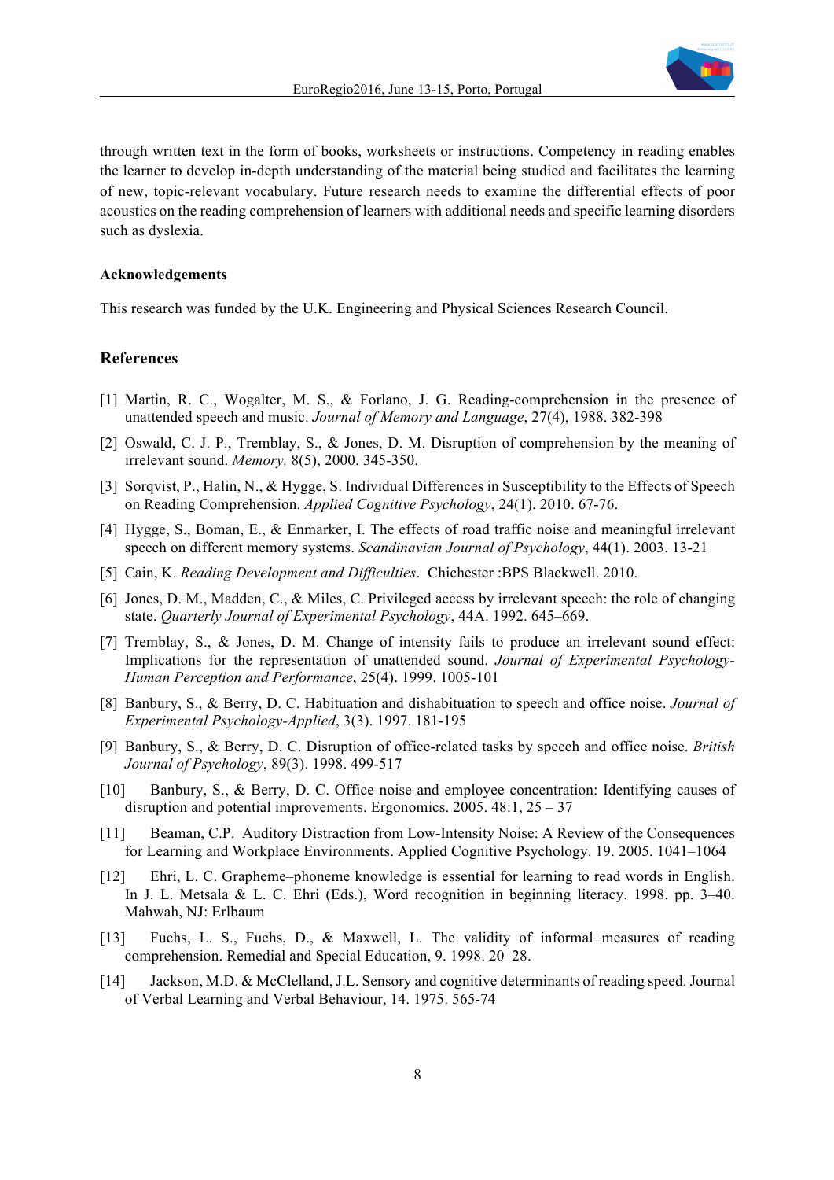through written text in the form of books, worksheets or instructions. Competency in reading enables the learner to develop in-depth understanding of the material being studied and facilitates the learning of new, topic-relevant vocabulary. Future research needs to examine the differential effects of poor acoustics on the reading comprehension of learners with additional needs and specific learning disorders such as dyslexia.

#### Acknowledgements

This research was funded by the U.K. Engineering and Physical Sciences Research Council.

### References

[1] Martin, R. C., Wogalter, M. S., & Forlano, J. G. Reading-comprehension in the presence of unattended speech and music. *Journal of Memory and Language*, 27(4), 1988. 382-398

[2] Oswald, C. J. P., Tremblay, S., & Jones, D. M. Disruption of comprehension by the meaning of irrelevant sound. *Memory,* 8(5), 2000. 345-350.

[3] Sorqvist, P., Halin, N., & Hygge, S. Individual Differences in Susceptibility to the Effects of Speech on Reading Comprehension. *Applied Cognitive Psychology*, 24(1). 2010. 67-76.

[4] Hygge, S., Boman, E., & Enmarker, I. The effects of road traffic noise and meaningful irrelevant speech on different memory systems. *Scandinavian Journal of Psychology*, 44(1). 2003. 13-21

[5] Cain, K. *Reading Development and Difficulties*. Chichester :BPS Blackwell. 2010.

[6] Jones, D. M., Madden, C., & Miles, C. Privileged access by irrelevant speech: the role of changing state. *Quarterly Journal of Experimental Psychology*, 44A. 1992. 645–669.

[7] Tremblay, S., & Jones, D. M. Change of intensity fails to produce an irrelevant sound effect: Implications for the representation of unattended sound. *Journal of Experimental Psychology-Human Perception and Performance*, 25(4). 1999. 1005-101

[8] Banbury, S., & Berry, D. C. Habituation and dishabituation to speech and office noise. *Journal of Experimental Psychology-Applied*, 3(3). 1997. 181-195

[9] Banbury, S., & Berry, D. C. Disruption of office-related tasks by speech and office noise. *British Journal of Psychology*, 89(3). 1998. 499-517

[10] Banbury, S., & Berry, D. C. Office noise and employee concentration: Identifying causes of disruption and potential improvements. Ergonomics. 2005. 48:1, 25 – 37

[11] Beaman, C.P. Auditory Distraction from Low-Intensity Noise: A Review of the Consequences for Learning and Workplace Environments. Applied Cognitive Psychology. 19. 2005. 1041–1064

[12] Ehri, L. C. Grapheme–phoneme knowledge is essential for learning to read words in English. In J. L. Metsala & L. C. Ehri (Eds.), Word recognition in beginning literacy. 1998. pp. 3–40. Mahwah, NJ: Erlbaum

[13] Fuchs, L. S., Fuchs, D., & Maxwell, L. The validity of informal measures of reading comprehension. Remedial and Special Education, 9. 1998. 20–28.

[14] Jackson, M.D. & McClelland, J.L. Sensory and cognitive determinants of reading speed. Journal of Verbal Learning and Verbal Behaviour, 14. 1975. 565-74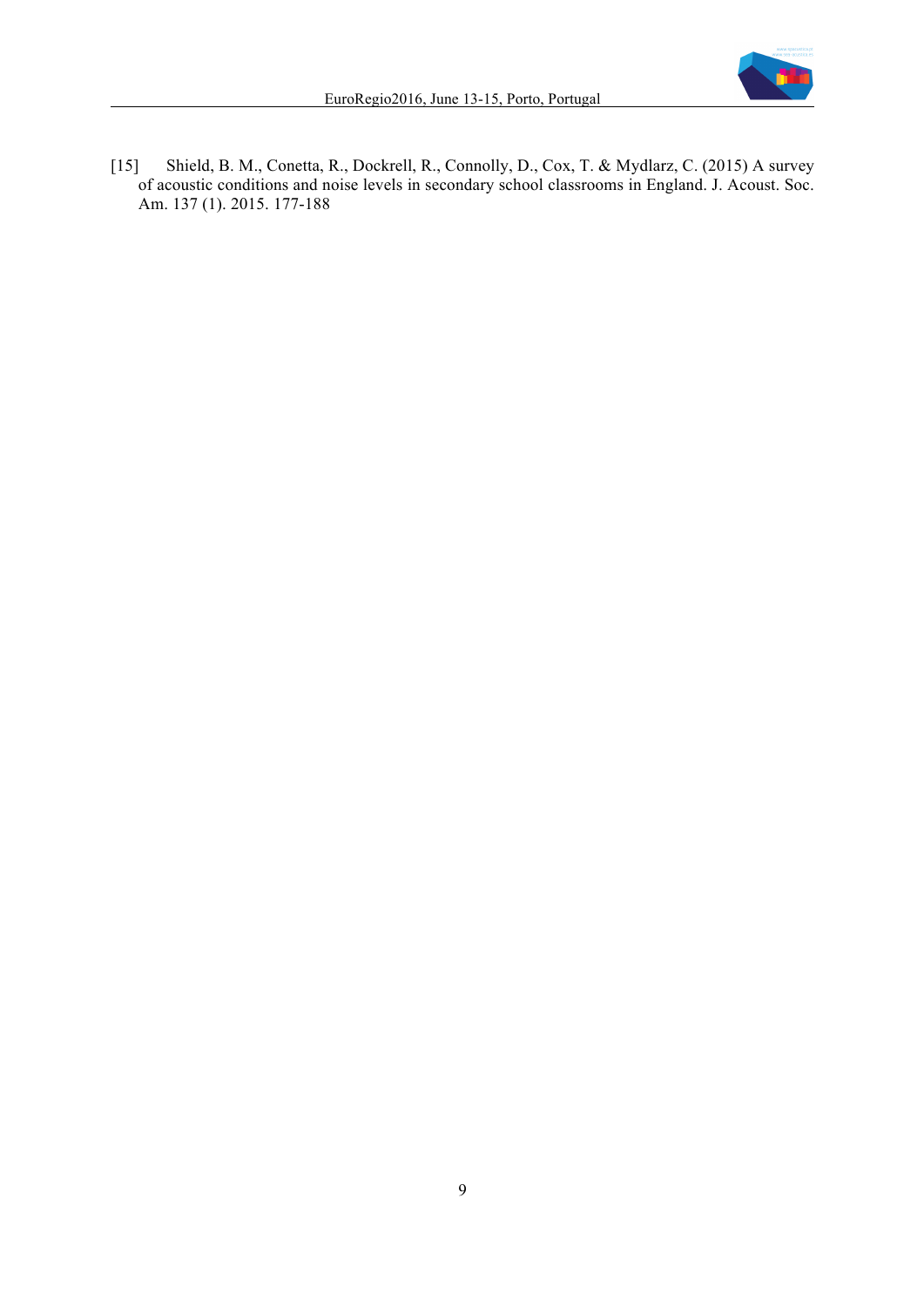[15] Shield, B. M., Conetta, R., Dockrell, R., Connolly, D., Cox, T. & Mydlarz, C. (2015) A survey of acoustic conditions and noise levels in secondary school classrooms in England. J. Acoust. Soc. Am. 137 (1). 2015. 177-188